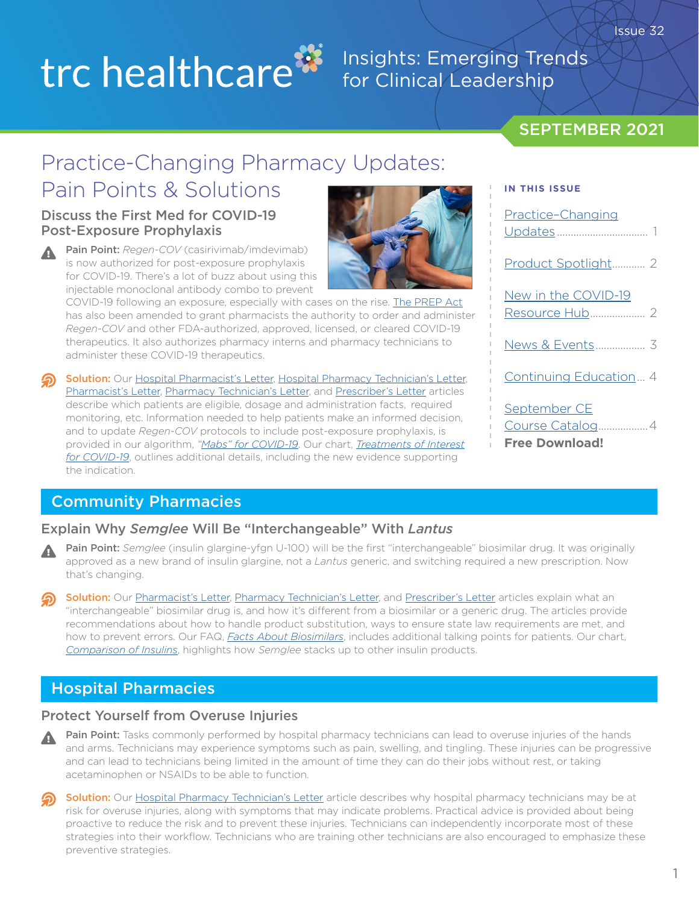trc healthcare

Insights: Emerging Trends for Clinical Leadership

Issue 32

SEPTEMBER 2021

# Practice-Changing Pharmacy Updates: Pain Points & Solutions

**IN THIS ISSUE**

- Practice-Changing Updates ..... 1
- Product Spotlight ..... 2
- New in the COVID-19 Resource Hub ..... 2
- News & Events ..... 3
- Continuing Education ..... 4
- September CE Course Catalog ..... 4 **Free Download!**

### Discuss the First Med for COVID-19 Post-Exposure Prophylaxis

**Pain Point:** *Regen-COV* (casirivimab/imdevimab) is now authorized for post-exposure prophylaxis for COVID-19. There's a lot of buzz about using this injectable monoclonal antibody combo to prevent COVID-19 following an exposure, especially with cases on the rise. The PREP Act has also been amended to grant pharmacists the authority to order and administer *Regen-COV* and other FDA-authorized, approved, licensed, or cleared COVID-19 therapeutics. It also authorizes pharmacy interns and pharmacy technicians to administer these COVID-19 therapeutics.

**Solution:** Our Hospital Pharmacist's Letter, Hospital Pharmacy Technician's Letter, Pharmacist's Letter, Pharmacy Technician's Letter, and Prescriber's Letter articles describe which patients are eligible, dosage and administration facts, required monitoring, etc. Information needed to help patients make an informed decision, and to update *Regen-COV* protocols to include post-exposure prophylaxis, is provided in our algorithm, *"Mabs" for COVID-19*. Our chart, *Treatments of Interest for COVID-19*, outlines additional details, including the new evidence supporting the indication.

## Community Pharmacies

### Explain Why *Semglee* Will Be "Interchangeable" With *Lantus*

**Pain Point:** *Semglee* (insulin glargine-yfgn U-100) will be the first "interchangeable" biosimilar drug. It was originally approved as a new brand of insulin glargine, not a *Lantus* generic, and switching required a new prescription. Now that's changing.

**Solution:** Our Pharmacist's Letter, Pharmacy Technician's Letter, and Prescriber's Letter articles explain what an "interchangeable" biosimilar drug is, and how it's different from a biosimilar or a generic drug. The articles provide recommendations about how to handle product substitution, ways to ensure state law requirements are met, and how to prevent errors. Our FAQ, *Facts About Biosimilars*, includes additional talking points for patients. Our chart, *Comparison of Insulins*, highlights how *Semglee* stacks up to other insulin products.

## Hospital Pharmacies

### Protect Yourself from Overuse Injuries

**Pain Point:** Tasks commonly performed by hospital pharmacy technicians can lead to overuse injuries of the hands and arms. Technicians may experience symptoms such as pain, swelling, and tingling. These injuries can be progressive and can lead to technicians being limited in the amount of time they can do their jobs without rest, or taking acetaminophen or NSAIDs to be able to function.

**Solution:** Our Hospital Pharmacy Technician's Letter article describes why hospital pharmacy technicians may be at risk for overuse injuries, along with symptoms that may indicate problems. Practical advice is provided about being proactive to reduce the risk and to prevent these injuries. Technicians can independently incorporate most of these strategies into their workflow. Technicians who are training other technicians are also encouraged to emphasize these preventive strategies.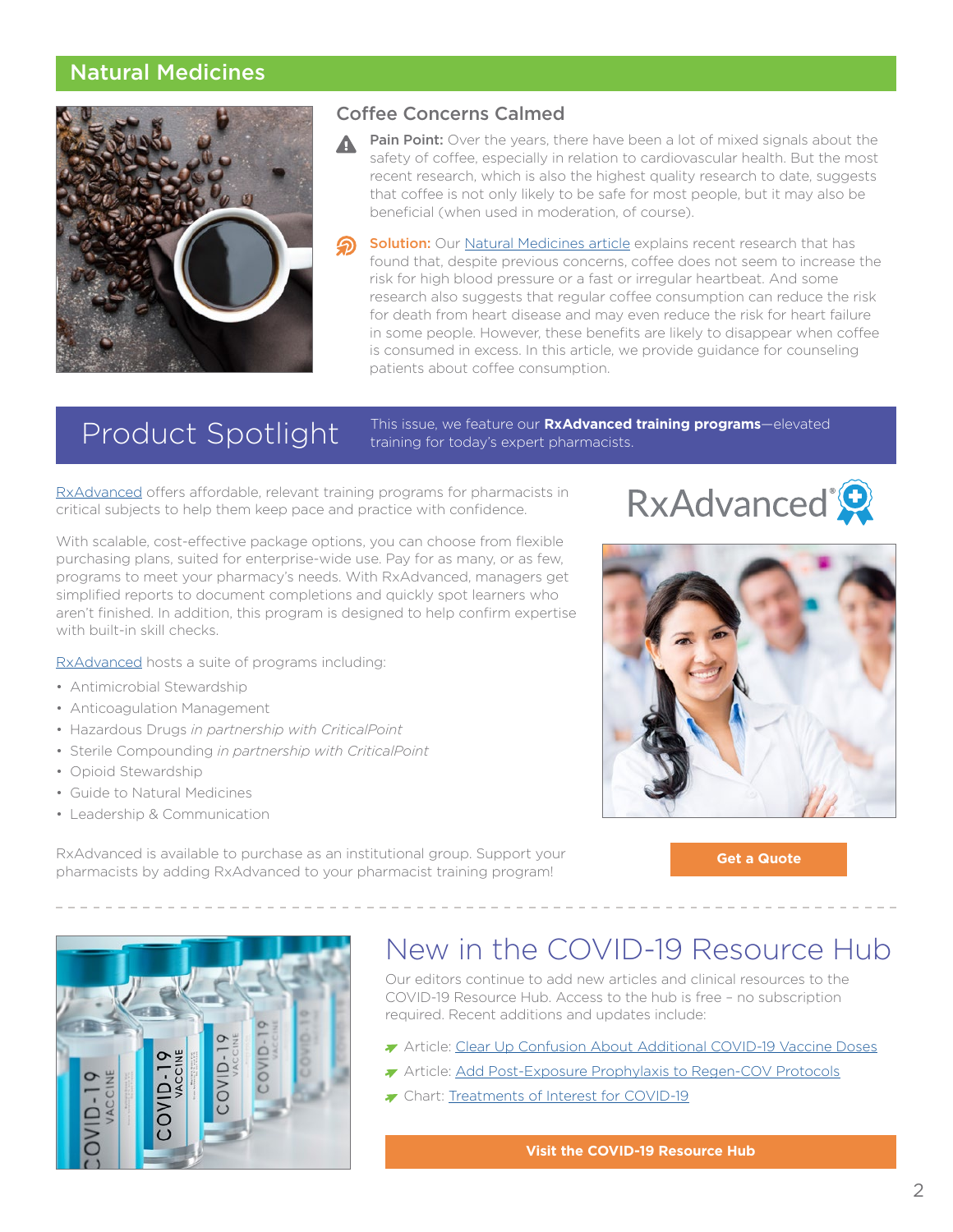## Natural Medicines

### Coffee Concerns Calmed

**Pain Point:** Over the years, there have been a lot of mixed signals about the safety of coffee, especially in relation to cardiovascular health. But the most recent research, which is also the highest quality research to date, suggests that coffee is not only likely to be safe for most people, but it may also be beneficial (when used in moderation, of course).

**Solution:** Our Natural Medicines article explains recent research that has found that, despite previous concerns, coffee does not seem to increase the risk for high blood pressure or a fast or irregular heartbeat. And some research also suggests that regular coffee consumption can reduce the risk for death from heart disease and may even reduce the risk for heart failure in some people. However, these benefits are likely to disappear when coffee is consumed in excess. In this article, we provide guidance for counseling patients about coffee consumption.

## Product Spotlight

This issue, we feature our **RxAdvanced training programs**—elevated training for today's expert pharmacists.

RxAdvanced®

RxAdvanced offers affordable, relevant training programs for pharmacists in critical subjects to help them keep pace and practice with confidence.

With scalable, cost-effective package options, you can choose from flexible purchasing plans, suited for enterprise-wide use. Pay for as many, or as few, programs to meet your pharmacy's needs. With RxAdvanced, managers get simplified reports to document completions and quickly spot learners who aren't finished. In addition, this program is designed to help confirm expertise with built-in skill checks.

RxAdvanced hosts a suite of programs including:

- Antimicrobial Stewardship
- Anticoagulation Management
- Hazardous Drugs *in partnership with CriticalPoint*
- Sterile Compounding *in partnership with CriticalPoint*
- Opioid Stewardship
- Guide to Natural Medicines
- Leadership & Communication

RxAdvanced is available to purchase as an institutional group. Support your pharmacists by adding RxAdvanced to your pharmacist training program!

**Get a Quote**

## New in the COVID-19 Resource Hub

Our editors continue to add new articles and clinical resources to the COVID-19 Resource Hub. Access to the hub is free – no subscription required. Recent additions and updates include:

- Article: Clear Up Confusion About Additional COVID-19 Vaccine Doses
- Article: Add Post-Exposure Prophylaxis to Regen-COV Protocols
- Chart: Treatments of Interest for COVID-19

**Visit the COVID-19 Resource Hub**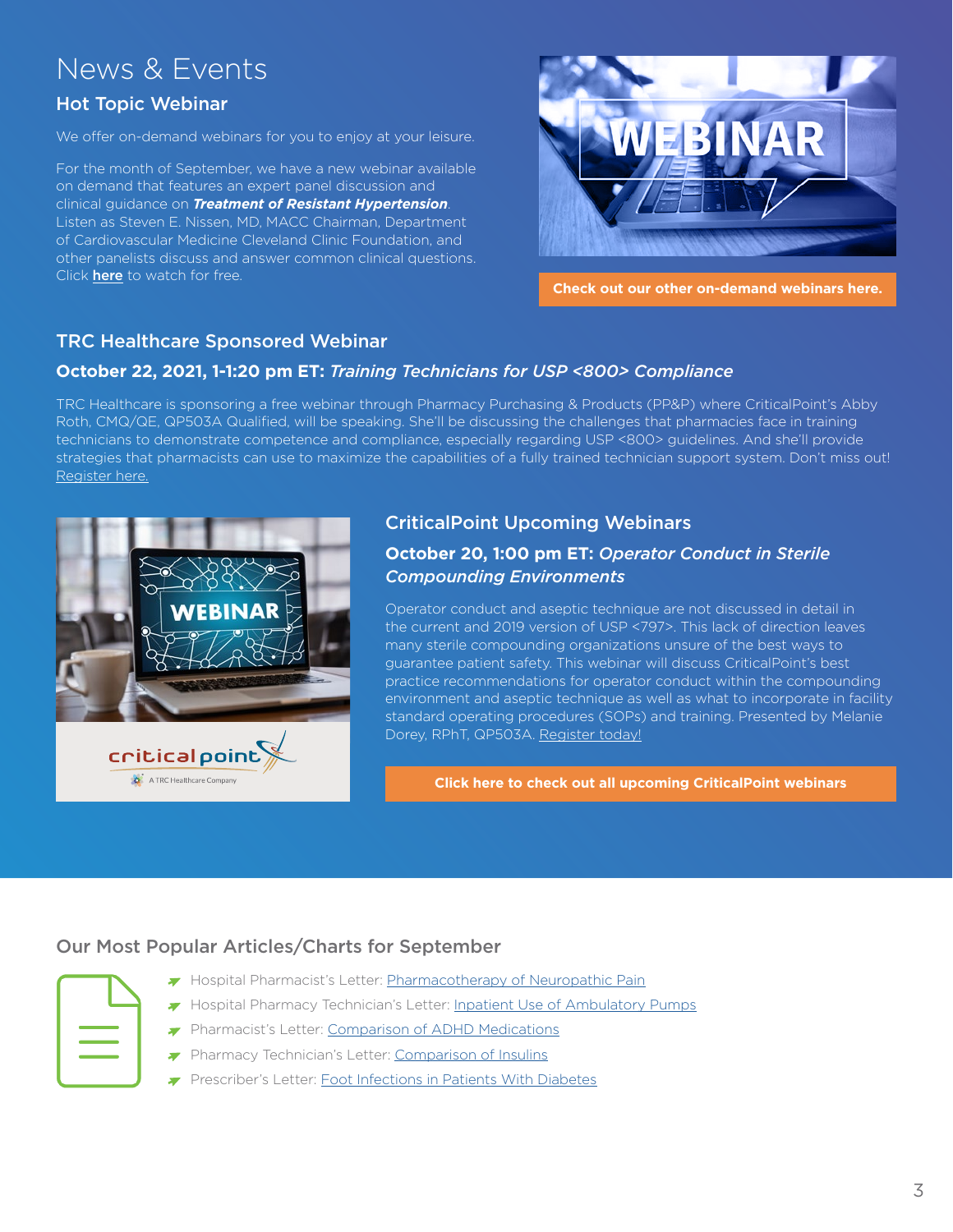# News & Events

## Hot Topic Webinar

We offer on-demand webinars for you to enjoy at your leisure.

For the month of September, we have a new webinar available on demand that features an expert panel discussion and clinical guidance on ***Treatment of Resistant Hypertension***. Listen as Steven E. Nissen, MD, MACC Chairman, Department of Cardiovascular Medicine Cleveland Clinic Foundation, and other panelists discuss and answer common clinical questions. Click **here** to watch for free.

**Check out our other on-demand webinars here.**

## TRC Healthcare Sponsored Webinar

### October 22, 2021, 1-1:20 pm ET: *Training Technicians for USP <800> Compliance*

TRC Healthcare is sponsoring a free webinar through Pharmacy Purchasing & Products (PP&P) where CriticalPoint's Abby Roth, CMQ/QE, QP503A Qualified, will be speaking. She'll be discussing the challenges that pharmacies face in training technicians to demonstrate competence and compliance, especially regarding USP <800> guidelines. And she'll provide strategies that pharmacists can use to maximize the capabilities of a fully trained technician support system. Don't miss out! Register here.

## CriticalPoint Upcoming Webinars

### October 20, 1:00 pm ET: *Operator Conduct in Sterile Compounding Environments*

Operator conduct and aseptic technique are not discussed in detail in the current and 2019 version of USP <797>. This lack of direction leaves many sterile compounding organizations unsure of the best ways to guarantee patient safety. This webinar will discuss CriticalPoint's best practice recommendations for operator conduct within the compounding environment and aseptic technique as well as what to incorporate in facility standard operating procedures (SOPs) and training. Presented by Melanie Dorey, RPhT, QP503A. Register today!

**Click here to check out all upcoming CriticalPoint webinars**

## Our Most Popular Articles/Charts for September

- Hospital Pharmacist's Letter: Pharmacotherapy of Neuropathic Pain
- Hospital Pharmacy Technician's Letter: Inpatient Use of Ambulatory Pumps
- Pharmacist's Letter: Comparison of ADHD Medications
- Pharmacy Technician's Letter: Comparison of Insulins
- Prescriber's Letter: Foot Infections in Patients With Diabetes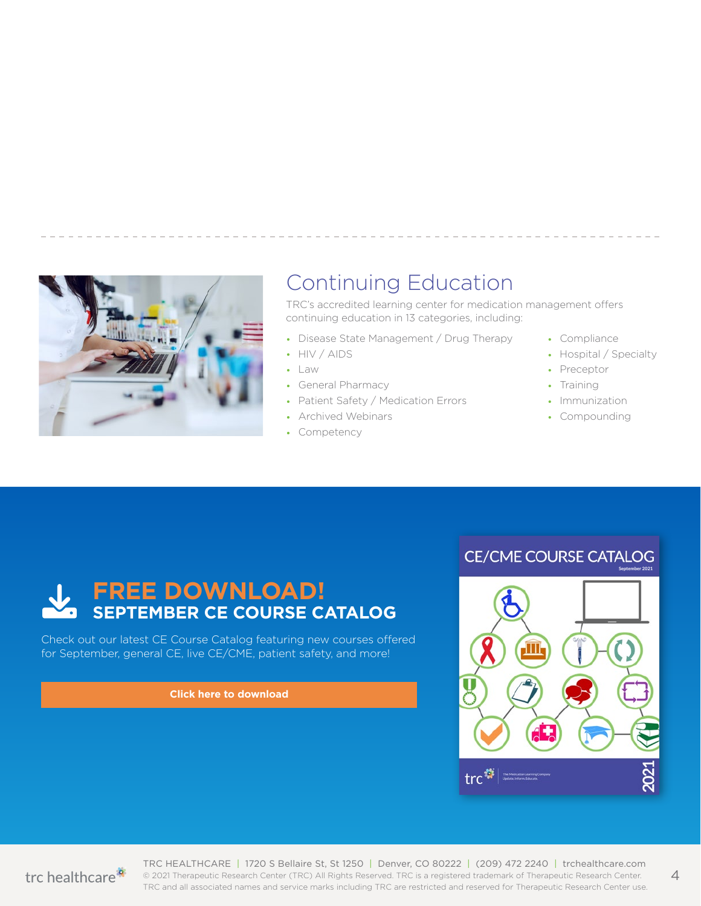## Continuing Education

TRC's accredited learning center for medication management offers continuing education in 13 categories, including:

- Disease State Management / Drug Therapy
- HIV / AIDS
- Law
- General Pharmacy
- Patient Safety / Medication Errors
- Archived Webinars
- Competency
- Compliance
- Hospital / Specialty
- Preceptor
- Training
- Immunization
- Compounding

## FREE DOWNLOAD!
### SEPTEMBER CE COURSE CATALOG

Check out our latest CE Course Catalog featuring new courses offered for September, general CE, live CE/CME, patient safety, and more!

**Click here to download**

CE/CME COURSE CATALOG

September 2021

trc

2021

trc healthcare

TRC HEALTHCARE | 1720 S Bellaire St, St 1250 | Denver, CO 80222 | (209) 472 2240 | trchealthcare.com

© 2021 Therapeutic Research Center (TRC) All Rights Reserved. TRC is a registered trademark of Therapeutic Research Center. TRC and all associated names and service marks including TRC are restricted and reserved for Therapeutic Research Center use.